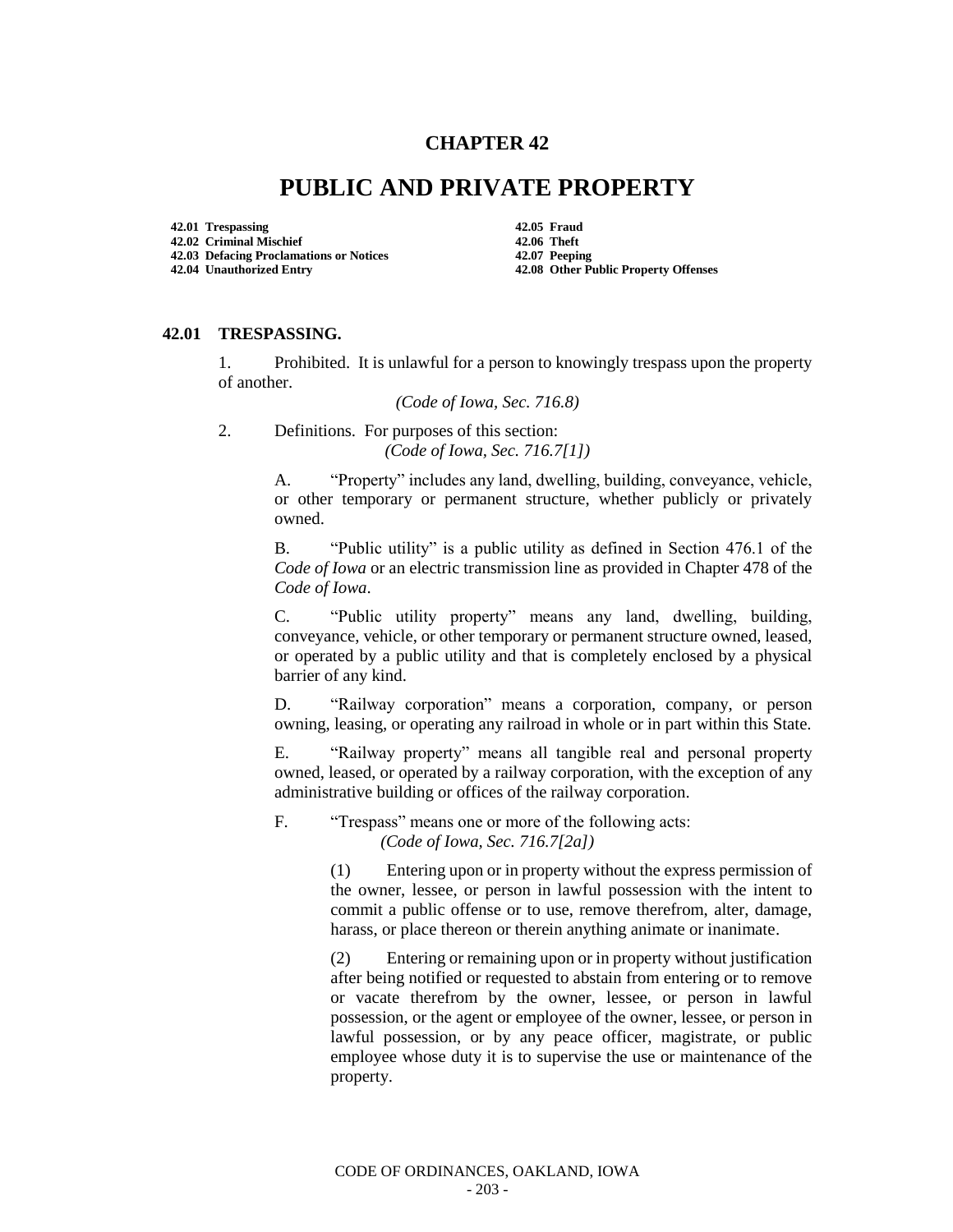# CHAPTER 42

# PUBLIC AND PRIVATE PROPERTY

**42.01 Trespassing**
**42.02 Criminal Mischief**
**42.03 Defacing Proclamations or Notices**
**42.04 Unauthorized Entry**
**42.05 Fraud**
**42.06 Theft**
**42.07 Peeping**
**42.08 Other Public Property Offenses**

### 42.01 TRESPASSING.

1. Prohibited. It is unlawful for a person to knowingly trespass upon the property of another.

*(Code of Iowa, Sec. 716.8)*

2. Definitions. For purposes of this section:
*(Code of Iowa, Sec. 716.7[1])*

A. "Property" includes any land, dwelling, building, conveyance, vehicle, or other temporary or permanent structure, whether publicly or privately owned.

B. "Public utility" is a public utility as defined in Section 476.1 of the *Code of Iowa* or an electric transmission line as provided in Chapter 478 of the *Code of Iowa*.

C. "Public utility property" means any land, dwelling, building, conveyance, vehicle, or other temporary or permanent structure owned, leased, or operated by a public utility and that is completely enclosed by a physical barrier of any kind.

D. "Railway corporation" means a corporation, company, or person owning, leasing, or operating any railroad in whole or in part within this State.

E. "Railway property" means all tangible real and personal property owned, leased, or operated by a railway corporation, with the exception of any administrative building or offices of the railway corporation.

F. "Trespass" means one or more of the following acts:
*(Code of Iowa, Sec. 716.7[2a])*

(1) Entering upon or in property without the express permission of the owner, lessee, or person in lawful possession with the intent to commit a public offense or to use, remove therefrom, alter, damage, harass, or place thereon or therein anything animate or inanimate.

(2) Entering or remaining upon or in property without justification after being notified or requested to abstain from entering or to remove or vacate therefrom by the owner, lessee, or person in lawful possession, or the agent or employee of the owner, lessee, or person in lawful possession, or by any peace officer, magistrate, or public employee whose duty it is to supervise the use or maintenance of the property.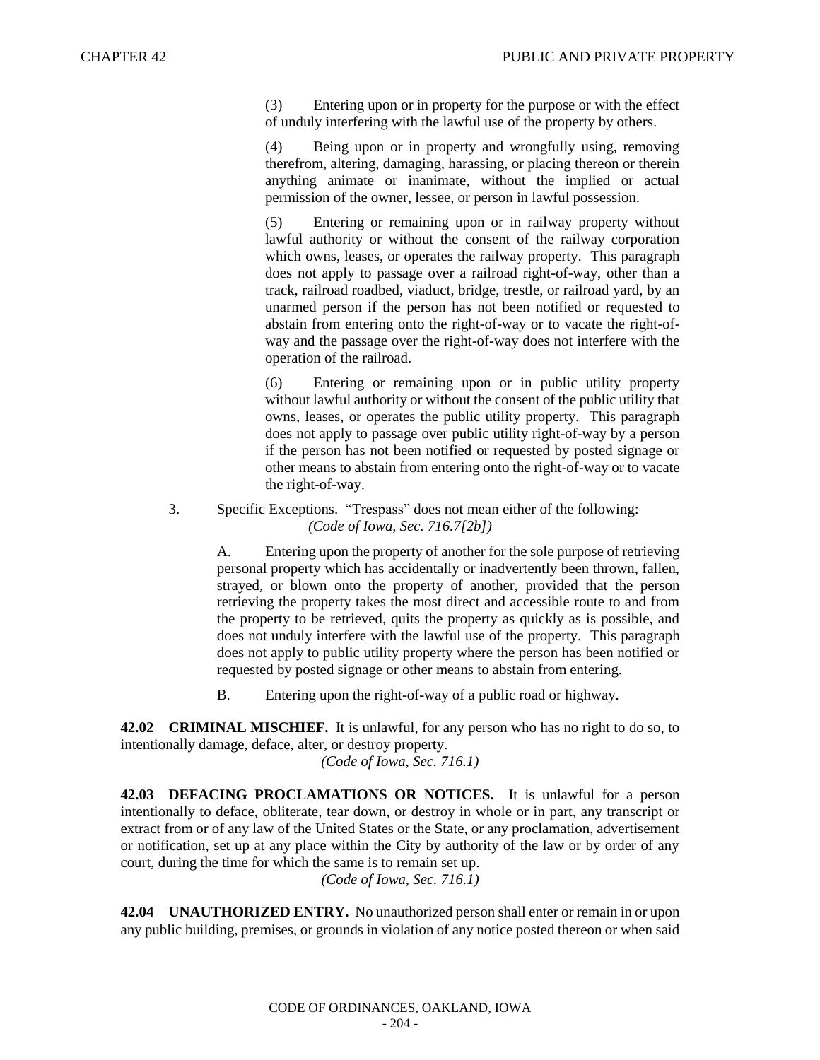(3) Entering upon or in property for the purpose or with the effect of unduly interfering with the lawful use of the property by others.

(4) Being upon or in property and wrongfully using, removing therefrom, altering, damaging, harassing, or placing thereon or therein anything animate or inanimate, without the implied or actual permission of the owner, lessee, or person in lawful possession.

(5) Entering or remaining upon or in railway property without lawful authority or without the consent of the railway corporation which owns, leases, or operates the railway property. This paragraph does not apply to passage over a railroad right-of-way, other than a track, railroad roadbed, viaduct, bridge, trestle, or railroad yard, by an unarmed person if the person has not been notified or requested to abstain from entering onto the right-of-way or to vacate the right-of-way and the passage over the right-of-way does not interfere with the operation of the railroad.

(6) Entering or remaining upon or in public utility property without lawful authority or without the consent of the public utility that owns, leases, or operates the public utility property. This paragraph does not apply to passage over public utility right-of-way by a person if the person has not been notified or requested by posted signage or other means to abstain from entering onto the right-of-way or to vacate the right-of-way.

3. Specific Exceptions. "Trespass" does not mean either of the following: *(Code of Iowa, Sec. 716.7[2b])*

A. Entering upon the property of another for the sole purpose of retrieving personal property which has accidentally or inadvertently been thrown, fallen, strayed, or blown onto the property of another, provided that the person retrieving the property takes the most direct and accessible route to and from the property to be retrieved, quits the property as quickly as is possible, and does not unduly interfere with the lawful use of the property. This paragraph does not apply to public utility property where the person has been notified or requested by posted signage or other means to abstain from entering.

B. Entering upon the right-of-way of a public road or highway.

**42.02 CRIMINAL MISCHIEF.** It is unlawful, for any person who has no right to do so, to intentionally damage, deface, alter, or destroy property.

*(Code of Iowa, Sec. 716.1)*

**42.03 DEFACING PROCLAMATIONS OR NOTICES.** It is unlawful for a person intentionally to deface, obliterate, tear down, or destroy in whole or in part, any transcript or extract from or of any law of the United States or the State, or any proclamation, advertisement or notification, set up at any place within the City by authority of the law or by order of any court, during the time for which the same is to remain set up.

*(Code of Iowa, Sec. 716.1)*

**42.04 UNAUTHORIZED ENTRY.** No unauthorized person shall enter or remain in or upon any public building, premises, or grounds in violation of any notice posted thereon or when said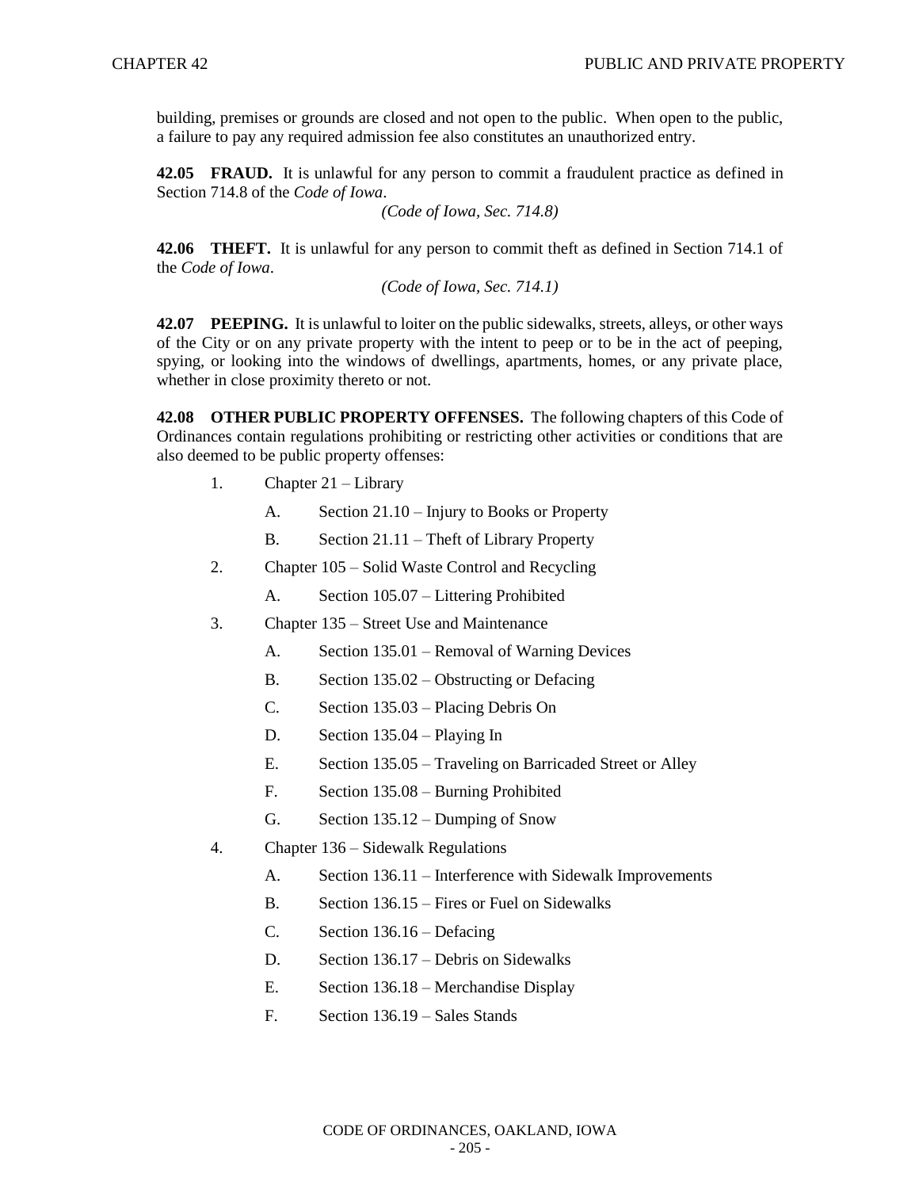building, premises or grounds are closed and not open to the public. When open to the public, a failure to pay any required admission fee also constitutes an unauthorized entry.

**42.05 FRAUD.** It is unlawful for any person to commit a fraudulent practice as defined in Section 714.8 of the *Code of Iowa*.

*(Code of Iowa, Sec. 714.8)*

**42.06 THEFT.** It is unlawful for any person to commit theft as defined in Section 714.1 of the *Code of Iowa*.

*(Code of Iowa, Sec. 714.1)*

**42.07 PEEPING.** It is unlawful to loiter on the public sidewalks, streets, alleys, or other ways of the City or on any private property with the intent to peep or to be in the act of peeping, spying, or looking into the windows of dwellings, apartments, homes, or any private place, whether in close proximity thereto or not.

**42.08 OTHER PUBLIC PROPERTY OFFENSES.** The following chapters of this Code of Ordinances contain regulations prohibiting or restricting other activities or conditions that are also deemed to be public property offenses:

1. Chapter 21 – Library
   - A. Section 21.10 – Injury to Books or Property
   - B. Section 21.11 – Theft of Library Property
2. Chapter 105 – Solid Waste Control and Recycling
   - A. Section 105.07 – Littering Prohibited
3. Chapter 135 – Street Use and Maintenance
   - A. Section 135.01 – Removal of Warning Devices
   - B. Section 135.02 – Obstructing or Defacing
   - C. Section 135.03 – Placing Debris On
   - D. Section 135.04 – Playing In
   - E. Section 135.05 – Traveling on Barricaded Street or Alley
   - F. Section 135.08 – Burning Prohibited
   - G. Section 135.12 – Dumping of Snow
4. Chapter 136 – Sidewalk Regulations
   - A. Section 136.11 – Interference with Sidewalk Improvements
   - B. Section 136.15 – Fires or Fuel on Sidewalks
   - C. Section 136.16 – Defacing
   - D. Section 136.17 – Debris on Sidewalks
   - E. Section 136.18 – Merchandise Display
   - F. Section 136.19 – Sales Stands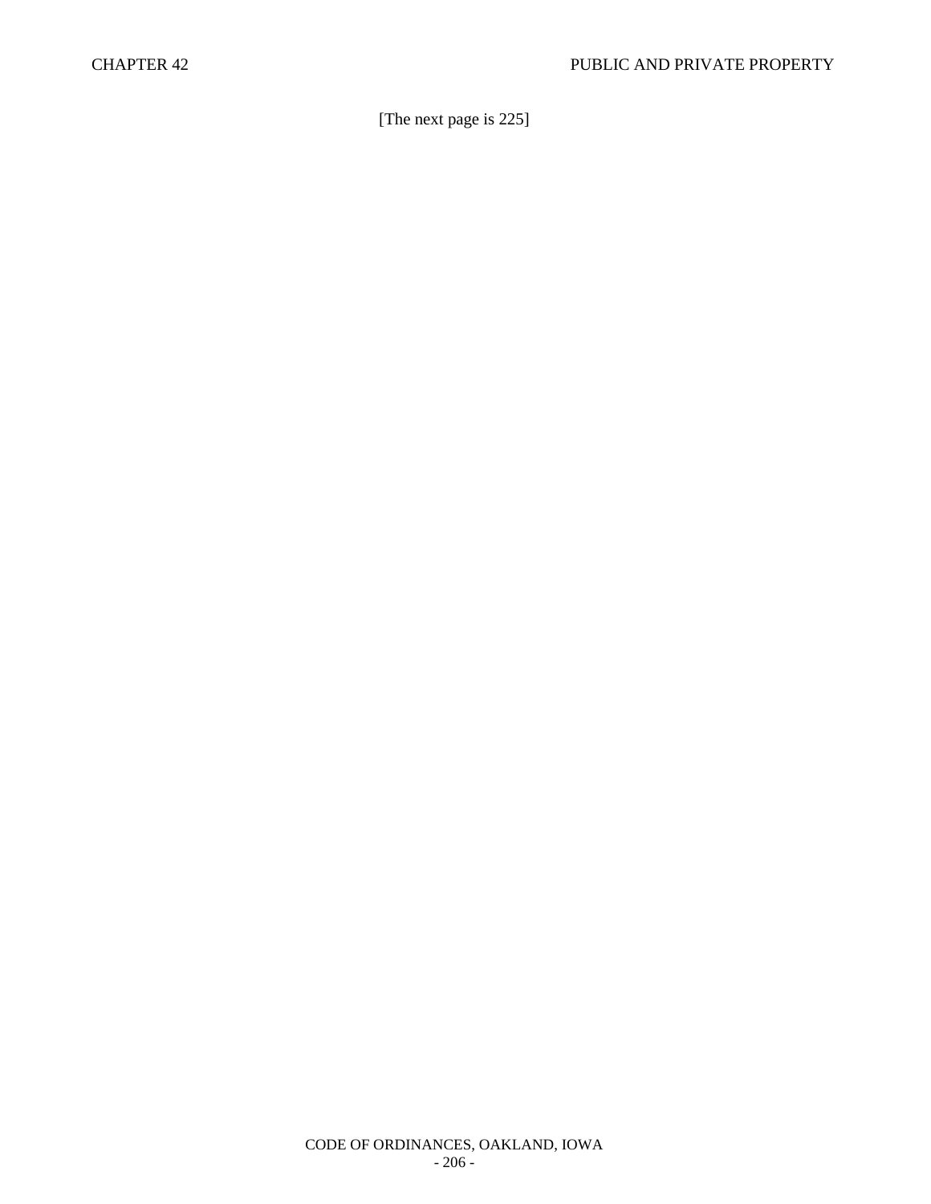[The next page is 225]